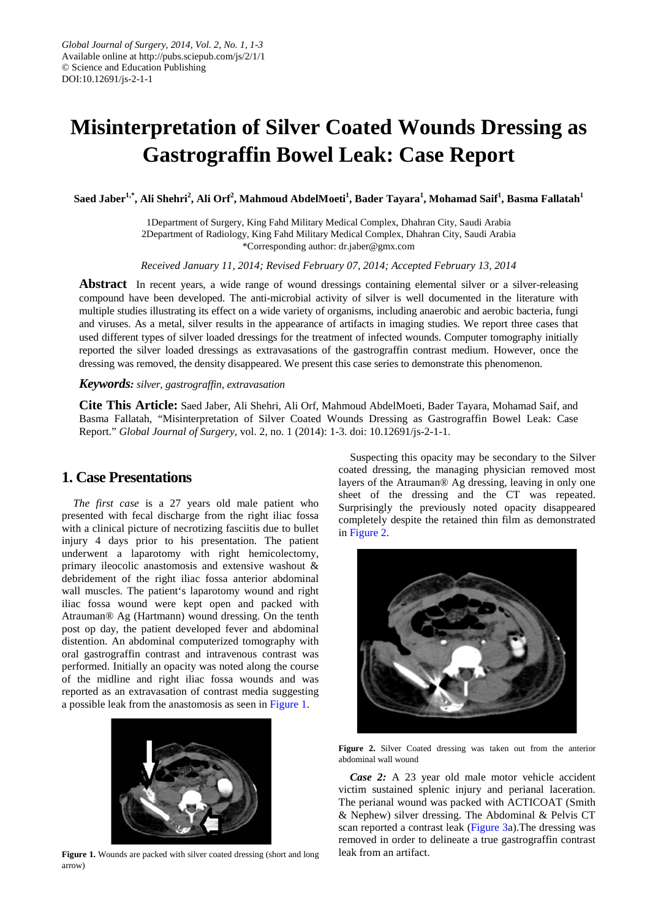Global Journal of Surgery, 2014, Vol. 2, No. 1, 1-3
Available online at http://pubs.sciepub.com/js/2/1/1
© Science and Education Publishing
DOI:10.12691/js-2-1-1

# Misinterpretation of Silver Coated Wounds Dressing as Gastrograffin Bowel Leak: Case Report

**Saed Jaber[1,*], Ali Shehri[2], Ali Orf[2], Mahmoud AbdelMoeti[1], Bader Tayara[1], Mohamad Saif[1], Basma Fallatah[1]**

1Department of Surgery, King Fahd Military Medical Complex, Dhahran City, Saudi Arabia
2Department of Radiology, King Fahd Military Medical Complex, Dhahran City, Saudi Arabia
*Corresponding author: dr.jaber@gmx.com

*Received January 11, 2014; Revised February 07, 2014; Accepted February 13, 2014*

**Abstract** In recent years, a wide range of wound dressings containing elemental silver or a silver-releasing compound have been developed. The anti-microbial activity of silver is well documented in the literature with multiple studies illustrating its effect on a wide variety of organisms, including anaerobic and aerobic bacteria, fungi and viruses. As a metal, silver results in the appearance of artifacts in imaging studies. We report three cases that used different types of silver loaded dressings for the treatment of infected wounds. Computer tomography initially reported the silver loaded dressings as extravasations of the gastrograffin contrast medium. However, once the dressing was removed, the density disappeared. We present this case series to demonstrate this phenomenon.

***Keywords:*** *silver, gastrograffin, extravasation*

**Cite This Article:** Saed Jaber, Ali Shehri, Ali Orf, Mahmoud AbdelMoeti, Bader Tayara, Mohamad Saif, and Basma Fallatah, "Misinterpretation of Silver Coated Wounds Dressing as Gastrograffin Bowel Leak: Case Report." *Global Journal of Surgery*, vol. 2, no. 1 (2014): 1-3. doi: 10.12691/js-2-1-1.

## 1. Case Presentations

*The first case* is a 27 years old male patient who presented with fecal discharge from the right iliac fossa with a clinical picture of necrotizing fasciitis due to bullet injury 4 days prior to his presentation. The patient underwent a laparotomy with right hemicolectomy, primary ileocolic anastomosis and extensive washout & debridement of the right iliac fossa anterior abdominal wall muscles. The patient's laparotomy wound and right iliac fossa wound were kept open and packed with Atrauman® Ag (Hartmann) wound dressing. On the tenth post op day, the patient developed fever and abdominal distention. An abdominal computerized tomography with oral gastrograffin contrast and intravenous contrast was performed. Initially an opacity was noted along the course of the midline and right iliac fossa wounds and was reported as an extravasation of contrast media suggesting a possible leak from the anastomosis as seen in Figure 1.

**Figure 1.** Wounds are packed with silver coated dressing (short and long arrow)

Suspecting this opacity may be secondary to the Silver coated dressing, the managing physician removed most layers of the Atrauman® Ag dressing, leaving in only one sheet of the dressing and the CT was repeated. Surprisingly the previously noted opacity disappeared completely despite the retained thin film as demonstrated in Figure 2.

**Figure 2.** Silver Coated dressing was taken out from the anterior abdominal wall wound

***Case 2:*** A 23 year old male motor vehicle accident victim sustained splenic injury and perianal laceration. The perianal wound was packed with ACTICOAT (Smith & Nephew) silver dressing. The Abdominal & Pelvis CT scan reported a contrast leak (Figure 3a).The dressing was removed in order to delineate a true gastrograffin contrast leak from an artifact.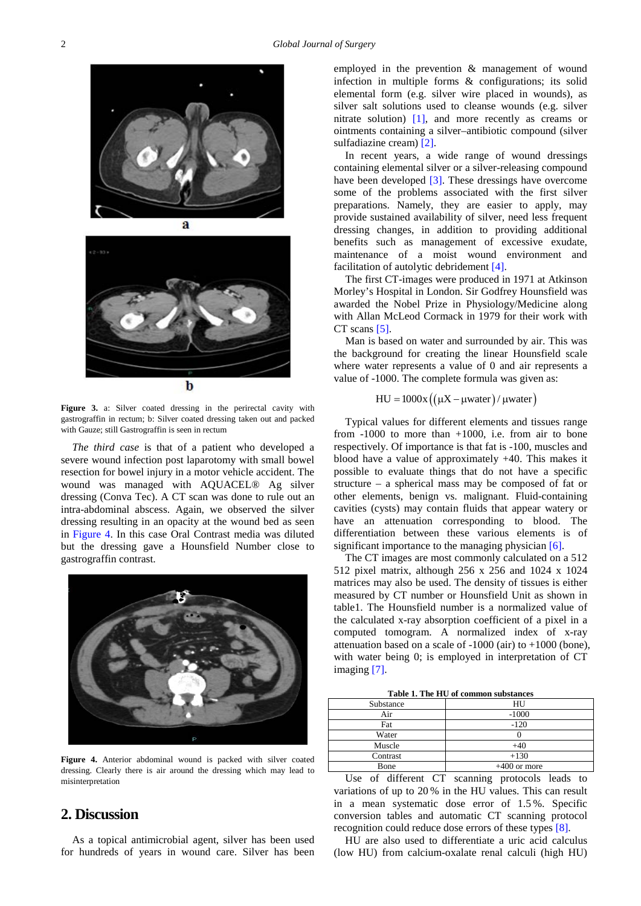**Figure 3.** a: Silver coated dressing in the perirectal cavity with gastrografin in rectum; b: Silver coated dressing taken out and packed with Gauze; still Gastrograffin is seen in rectum

*The third case* is that of a patient who developed a severe wound infection post laparotomy with small bowel resection for bowel injury in a motor vehicle accident. The wound was managed with AQUACEL® Ag silver dressing (Conva Tec). A CT scan was done to rule out an intra-abdominal abscess. Again, we observed the silver dressing resulting in an opacity at the wound bed as seen in Figure 4. In this case Oral Contrast media was diluted but the dressing gave a Hounsfield Number close to gastrograffin contrast.

**Figure 4.** Anterior abdominal wound is packed with silver coated dressing. Clearly there is air around the dressing which may lead to misinterpretation

## 2. Discussion

As a topical antimicrobial agent, silver has been used for hundreds of years in wound care. Silver has been employed in the prevention & management of wound infection in multiple forms & configurations; its solid elemental form (e.g. silver wire placed in wounds), as silver salt solutions used to cleanse wounds (e.g. silver nitrate solution) [1], and more recently as creams or ointments containing a silver–antibiotic compound (silver sulfadiazine cream) [2].

In recent years, a wide range of wound dressings containing elemental silver or a silver-releasing compound have been developed [3]. These dressings have overcome some of the problems associated with the first silver preparations. Namely, they are easier to apply, may provide sustained availability of silver, need less frequent dressing changes, in addition to providing additional benefits such as management of excessive exudate, maintenance of a moist wound environment and facilitation of autolytic debridement [4].

The first CT-images were produced in 1971 at Atkinson Morley's Hospital in London. Sir Godfrey Hounsfield was awarded the Nobel Prize in Physiology/Medicine along with Allan McLeod Cormack in 1979 for their work with CT scans [5].

Man is based on water and surrounded by air. This was the background for creating the linear Hounsfield scale where water represents a value of 0 and air represents a value of -1000. The complete formula was given as:

$$HU = 1000x\left(\left(\mu X - \mu water\right) / \mu water\right)$$

Typical values for different elements and tissues range from -1000 to more than +1000, i.e. from air to bone respectively. Of importance is that fat is -100, muscles and blood have a value of approximately +40. This makes it possible to evaluate things that do not have a specific structure – a spherical mass may be composed of fat or other elements, benign vs. malignant. Fluid-containing cavities (cysts) may contain fluids that appear watery or have an attenuation corresponding to blood. The differentiation between these various elements is of significant importance to the managing physician [6].

The CT images are most commonly calculated on a 512 512 pixel matrix, although 256 x 256 and 1024 x 1024 matrices may also be used. The density of tissues is either measured by CT number or Hounsfield Unit as shown in table1. The Hounsfield number is a normalized value of the calculated x-ray absorption coefficient of a pixel in a computed tomogram. A normalized index of x-ray attenuation based on a scale of -1000 (air) to +1000 (bone), with water being 0; is employed in interpretation of CT imaging [7].

**Table 1. The HU of common substances**

| Substance | HU |
|---|---|
| Air | -1000 |
| Fat | -120 |
| Water | 0 |
| Muscle | +40 |
| Contrast | +130 |
| Bone | +400 or more |

Use of different CT scanning protocols leads to variations of up to 20 % in the HU values. This can result in a mean systematic dose error of 1.5 %. Specific conversion tables and automatic CT scanning protocol recognition could reduce dose errors of these types [8].

HU are also used to differentiate a uric acid calculus (low HU) from calcium-oxalate renal calculi (high HU)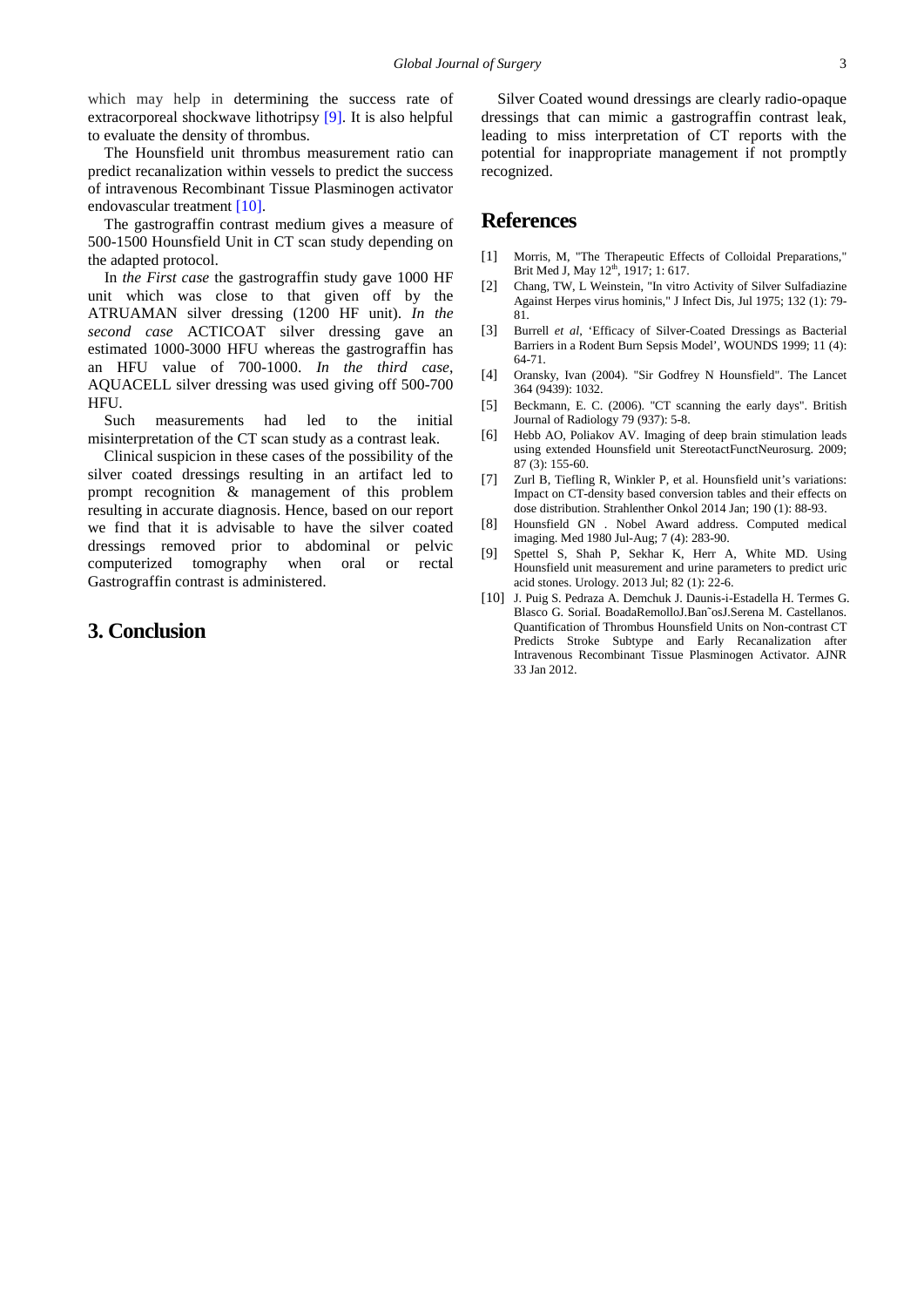which may help in determining the success rate of extracorporeal shockwave lithotripsy [9]. It is also helpful to evaluate the density of thrombus.

The Hounsfield unit thrombus measurement ratio can predict recanalization within vessels to predict the success of intravenous Recombinant Tissue Plasminogen activator endovascular treatment [10].

The gastrograffin contrast medium gives a measure of 500-1500 Hounsfield Unit in CT scan study depending on the adapted protocol.

In *the First case* the gastrograffin study gave 1000 HF unit which was close to that given off by the ATRUAMAN silver dressing (1200 HF unit). *In the second case* ACTICOAT silver dressing gave an estimated 1000-3000 HFU whereas the gastrograffin has an HFU value of 700-1000. *In the third case*, AQUACELL silver dressing was used giving off 500-700 HFU.

Such measurements had led to the initial misinterpretation of the CT scan study as a contrast leak.

Clinical suspicion in these cases of the possibility of the silver coated dressings resulting in an artifact led to prompt recognition & management of this problem resulting in accurate diagnosis. Hence, based on our report we find that it is advisable to have the silver coated dressings removed prior to abdominal or pelvic computerized tomography when oral or rectal Gastrograffin contrast is administered.

# 3. Conclusion

Silver Coated wound dressings are clearly radio-opaque dressings that can mimic a gastrograffin contrast leak, leading to miss interpretation of CT reports with the potential for inappropriate management if not promptly recognized.

# References

[1] Morris, M, "The Therapeutic Effects of Colloidal Preparations," Brit Med J, May 12th, 1917; 1: 617.

[2] Chang, TW, L Weinstein, "In vitro Activity of Silver Sulfadiazine Against Herpes virus hominis," J Infect Dis, Jul 1975; 132 (1): 79-81.

[3] Burrell *et al*, 'Efficacy of Silver-Coated Dressings as Bacterial Barriers in a Rodent Burn Sepsis Model', WOUNDS 1999; 11 (4): 64-71.

[4] Oransky, Ivan (2004). "Sir Godfrey N Hounsfield". The Lancet 364 (9439): 1032.

[5] Beckmann, E. C. (2006). "CT scanning the early days". British Journal of Radiology 79 (937): 5-8.

[6] Hebb AO, Poliakov AV. Imaging of deep brain stimulation leads using extended Hounsfield unit StereotactFunctNeurosurg. 2009; 87 (3): 155-60.

[7] Zurl B, Tiefling R, Winkler P, et al. Hounsfield unit's variations: Impact on CT-density based conversion tables and their effects on dose distribution. Strahlenther Onkol 2014 Jan; 190 (1): 88-93.

[8] Hounsfield GN . Nobel Award address. Computed medical imaging. Med 1980 Jul-Aug; 7 (4): 283-90.

[9] Spettel S, Shah P, Sekhar K, Herr A, White MD. Using Hounsfield unit measurement and urine parameters to predict uric acid stones. Urology. 2013 Jul; 82 (1): 22-6.

[10] J. Puig S. Pedraza A. Demchuk J. Daunis-i-Estadella H. Termes G. Blasco G. SoriaI. BoadaRemolloJ.Ban˜osJ.Serena M. Castellanos. Quantification of Thrombus Hounsfield Units on Non-contrast CT Predicts Stroke Subtype and Early Recanalization after Intravenous Recombinant Tissue Plasminogen Activator. AJNR 33 Jan 2012.